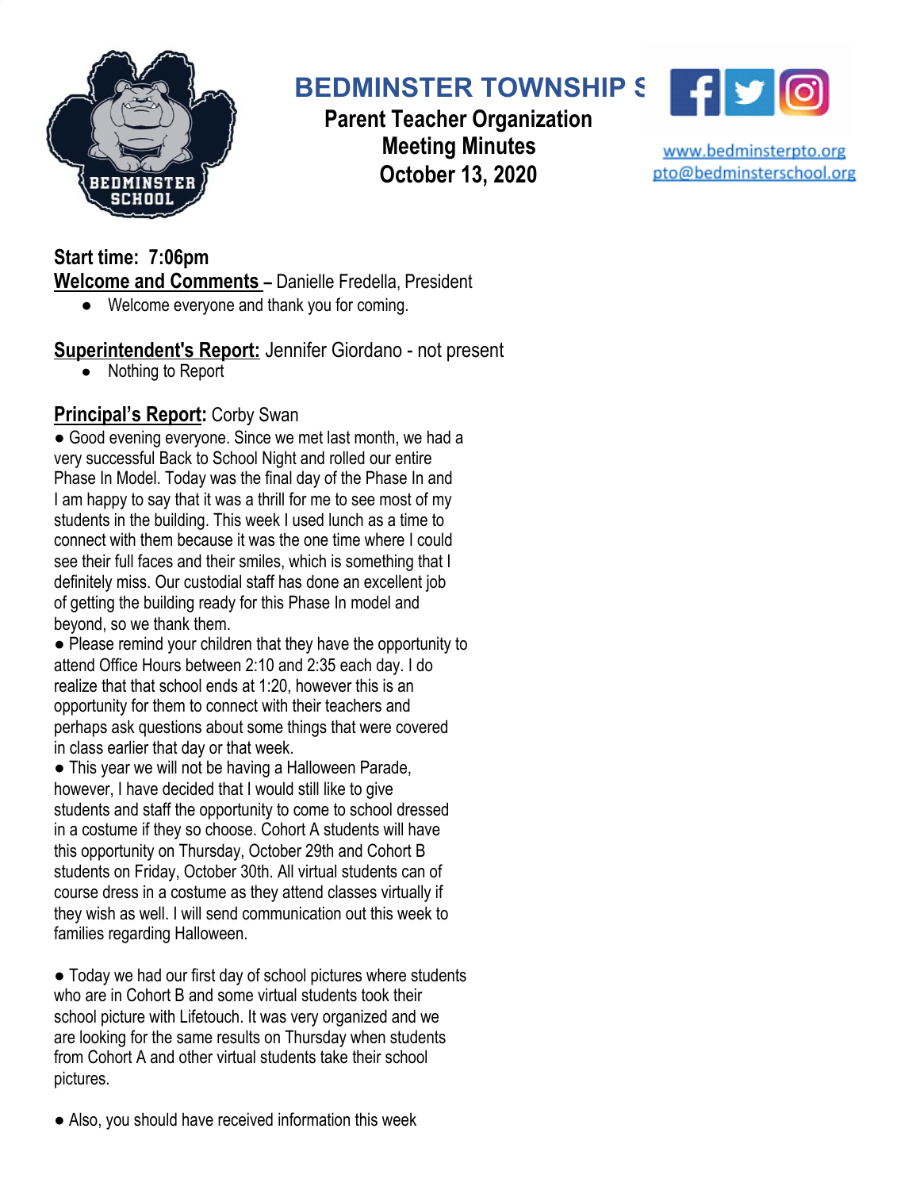# BEDMINSTER TOWNSHIP S

**Parent Teacher Organization**
**Meeting Minutes**
**October 13, 2020**

www.bedminsterpto.org
pto@bedminsterschool.org

**Start time: 7:06pm**

**Welcome and Comments** – Danielle Fredella, President

- Welcome everyone and thank you for coming.

**Superintendent's Report:** Jennifer Giordano - not present

- Nothing to Report

**Principal's Report:** Corby Swan

- Good evening everyone. Since we met last month, we had a very successful Back to School Night and rolled our entire Phase In Model. Today was the final day of the Phase In and I am happy to say that it was a thrill for me to see most of my students in the building. This week I used lunch as a time to connect with them because it was the one time where I could see their full faces and their smiles, which is something that I definitely miss. Our custodial staff has done an excellent job of getting the building ready for this Phase In model and beyond, so we thank them.
- Please remind your children that they have the opportunity to attend Office Hours between 2:10 and 2:35 each day. I do realize that that school ends at 1:20, however this is an opportunity for them to connect with their teachers and perhaps ask questions about some things that were covered in class earlier that day or that week.
- This year we will not be having a Halloween Parade, however, I have decided that I would still like to give students and staff the opportunity to come to school dressed in a costume if they so choose. Cohort A students will have this opportunity on Thursday, October 29th and Cohort B students on Friday, October 30th. All virtual students can of course dress in a costume as they attend classes virtually if they wish as well. I will send communication out this week to families regarding Halloween.

- Today we had our first day of school pictures where students who are in Cohort B and some virtual students took their school picture with Lifetouch. It was very organized and we are looking for the same results on Thursday when students from Cohort A and other virtual students take their school pictures.

- Also, you should have received information this week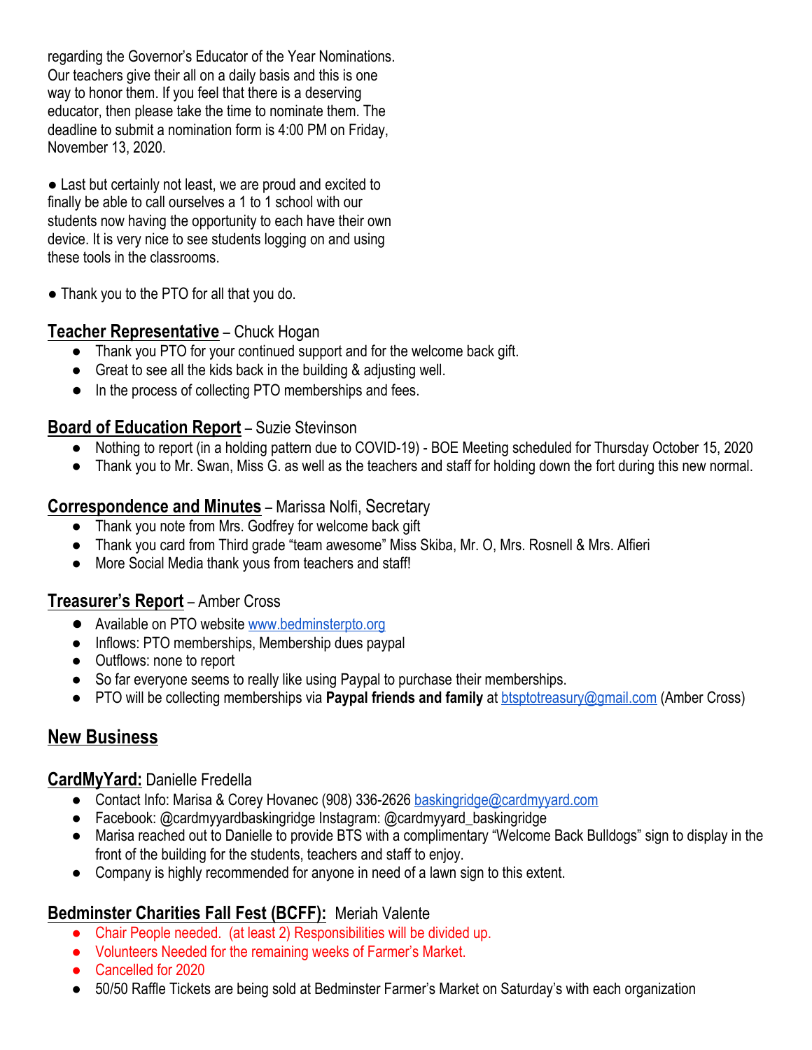regarding the Governor's Educator of the Year Nominations. Our teachers give their all on a daily basis and this is one way to honor them. If you feel that there is a deserving educator, then please take the time to nominate them. The deadline to submit a nomination form is 4:00 PM on Friday, November 13, 2020.

● Last but certainly not least, we are proud and excited to finally be able to call ourselves a 1 to 1 school with our students now having the opportunity to each have their own device. It is very nice to see students logging on and using these tools in the classrooms.

● Thank you to the PTO for all that you do.

### **Teacher Representative** – Chuck Hogan

- Thank you PTO for your continued support and for the welcome back gift.
- Great to see all the kids back in the building & adjusting well.
- In the process of collecting PTO memberships and fees.

### **Board of Education Report** – Suzie Stevinson

- Nothing to report (in a holding pattern due to COVID-19) - BOE Meeting scheduled for Thursday October 15, 2020
- Thank you to Mr. Swan, Miss G. as well as the teachers and staff for holding down the fort during this new normal.

### **Correspondence and Minutes** – Marissa Nolfi, Secretary

- Thank you note from Mrs. Godfrey for welcome back gift
- Thank you card from Third grade "team awesome" Miss Skiba, Mr. O, Mrs. Rosnell & Mrs. Alfieri
- More Social Media thank yous from teachers and staff!

### **Treasurer's Report** – Amber Cross

- Available on PTO website www.bedminsterpto.org
- Inflows: PTO memberships, Membership dues paypal
- Outflows: none to report
- So far everyone seems to really like using Paypal to purchase their memberships.
- PTO will be collecting memberships via **Paypal friends and family** at btsptotreasury@gmail.com (Amber Cross)

## **New Business**

### **CardMyYard:** Danielle Fredella

- Contact Info: Marisa & Corey Hovanec (908) 336-2626 baskingridge@cardmyyard.com
- Facebook: @cardmyyardbaskingridge Instagram: @cardmyyard_baskingridge
- Marisa reached out to Danielle to provide BTS with a complimentary "Welcome Back Bulldogs" sign to display in the front of the building for the students, teachers and staff to enjoy.
- Company is highly recommended for anyone in need of a lawn sign to this extent.

### **Bedminster Charities Fall Fest (BCFF):** Meriah Valente

- Chair People needed. (at least 2) Responsibilities will be divided up.
- Volunteers Needed for the remaining weeks of Farmer's Market.
- Cancelled for 2020
- 50/50 Raffle Tickets are being sold at Bedminster Farmer's Market on Saturday's with each organization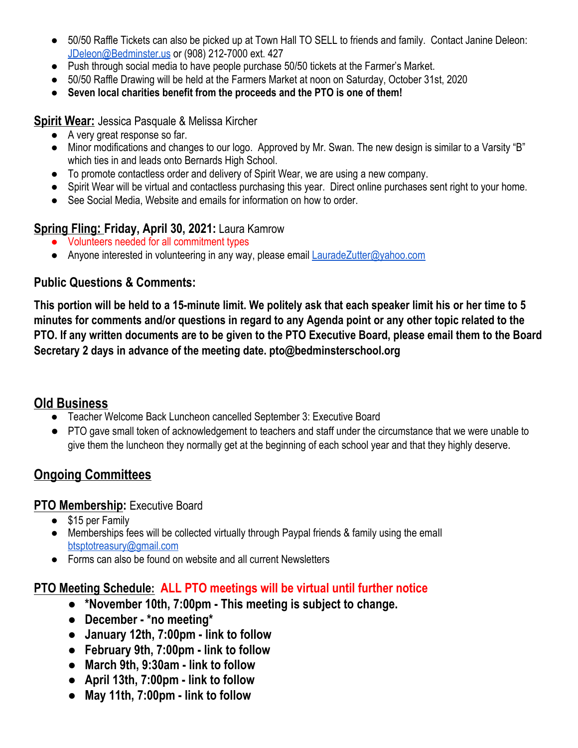- 50/50 Raffle Tickets can also be picked up at Town Hall TO SELL to friends and family. Contact Janine Deleon: JDeleon@Bedminster.us or (908) 212-7000 ext. 427
- Push through social media to have people purchase 50/50 tickets at the Farmer's Market.
- 50/50 Raffle Drawing will be held at the Farmers Market at noon on Saturday, October 31st, 2020
- **Seven local charities benefit from the proceeds and the PTO is one of them!**

**Spirit Wear:** Jessica Pasquale & Melissa Kircher

- A very great response so far.
- Minor modifications and changes to our logo. Approved by Mr. Swan. The new design is similar to a Varsity "B" which ties in and leads onto Bernards High School.
- To promote contactless order and delivery of Spirit Wear, we are using a new company.
- Spirit Wear will be virtual and contactless purchasing this year. Direct online purchases sent right to your home.
- See Social Media, Website and emails for information on how to order.

**Spring Fling: Friday, April 30, 2021:** Laura Kamrow

- Volunteers needed for all commitment types
- Anyone interested in volunteering in any way, please email LauradeZutter@yahoo.com

**Public Questions & Comments:**

**This portion will be held to a 15-minute limit. We politely ask that each speaker limit his or her time to 5 minutes for comments and/or questions in regard to any Agenda point or any other topic related to the PTO. If any written documents are to be given to the PTO Executive Board, please email them to the Board Secretary 2 days in advance of the meeting date. pto@bedminsterschool.org**

## Old Business

- Teacher Welcome Back Luncheon cancelled September 3: Executive Board
- PTO gave small token of acknowledgement to teachers and staff under the circumstance that we were unable to give them the luncheon they normally get at the beginning of each school year and that they highly deserve.

## Ongoing Committees

**PTO Membership:** Executive Board

- $15 per Family
- Memberships fees will be collected virtually through Paypal friends & family using the emall btsptotreasury@gmail.com
- Forms can also be found on website and all current Newsletters

**PTO Meeting Schedule: ALL PTO meetings will be virtual until further notice**

- **\*November 10th, 7:00pm - This meeting is subject to change.**
- **December - \*no meeting\***
- **January 12th, 7:00pm - link to follow**
- **February 9th, 7:00pm - link to follow**
- **March 9th, 9:30am - link to follow**
- **April 13th, 7:00pm - link to follow**
- **May 11th, 7:00pm - link to follow**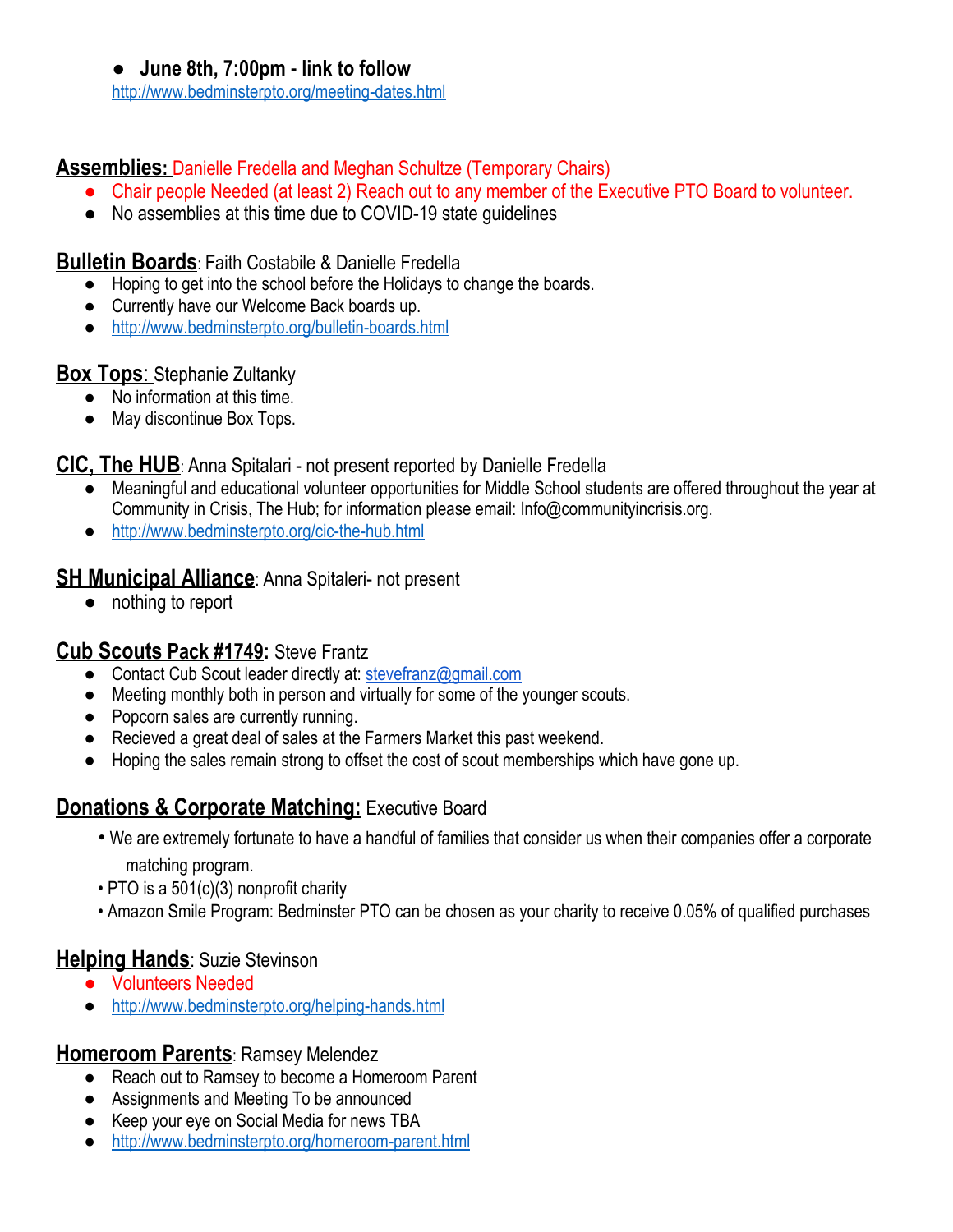- **June 8th, 7:00pm - link to follow**
  http://www.bedminsterpto.org/meeting-dates.html

**Assemblies:** Danielle Fredella and Meghan Schultze (Temporary Chairs)

- Chair people Needed (at least 2) Reach out to any member of the Executive PTO Board to volunteer.
- No assemblies at this time due to COVID-19 state guidelines

**Bulletin Boards**: Faith Costabile & Danielle Fredella

- Hoping to get into the school before the Holidays to change the boards.
- Currently have our Welcome Back boards up.
- http://www.bedminsterpto.org/bulletin-boards.html

**Box Tops**: Stephanie Zultanky

- No information at this time.
- May discontinue Box Tops.

**CIC, The HUB**: Anna Spitalari - not present reported by Danielle Fredella

- Meaningful and educational volunteer opportunities for Middle School students are offered throughout the year at Community in Crisis, The Hub; for information please email: Info@communityincrisis.org.
- http://www.bedminsterpto.org/cic-the-hub.html

**SH Municipal Alliance**: Anna Spitaleri- not present

- nothing to report

**Cub Scouts Pack #1749:** Steve Frantz

- Contact Cub Scout leader directly at: stevefranz@gmail.com
- Meeting monthly both in person and virtually for some of the younger scouts.
- Popcorn sales are currently running.
- Recieved a great deal of sales at the Farmers Market this past weekend.
- Hoping the sales remain strong to offset the cost of scout memberships which have gone up.

**Donations & Corporate Matching:** Executive Board

- We are extremely fortunate to have a handful of families that consider us when their companies offer a corporate matching program.
- PTO is a 501(c)(3) nonprofit charity
- Amazon Smile Program: Bedminster PTO can be chosen as your charity to receive 0.05% of qualified purchases

**Helping Hands**: Suzie Stevinson

- Volunteers Needed
- http://www.bedminsterpto.org/helping-hands.html

**Homeroom Parents**: Ramsey Melendez

- Reach out to Ramsey to become a Homeroom Parent
- Assignments and Meeting To be announced
- Keep your eye on Social Media for news TBA
- http://www.bedminsterpto.org/homeroom-parent.html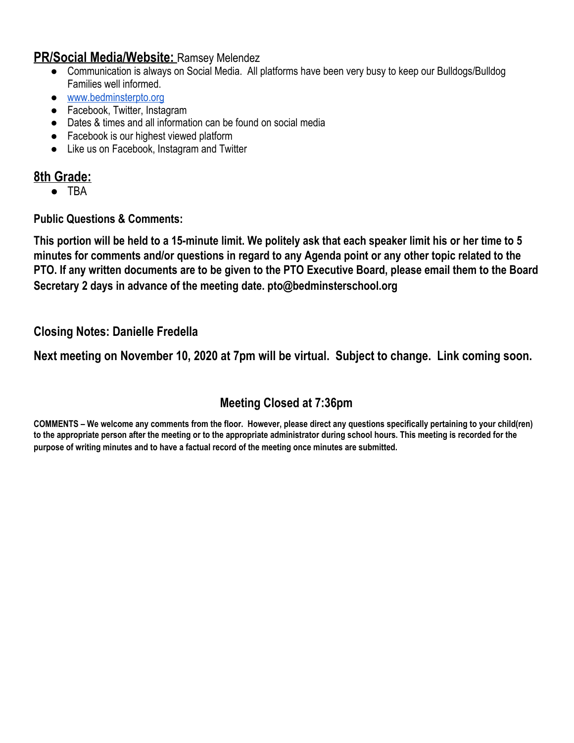## PR/Social Media/Website: Ramsey Melendez

- Communication is always on Social Media. All platforms have been very busy to keep our Bulldogs/Bulldog Families well informed.
- www.bedminsterpto.org
- Facebook, Twitter, Instagram
- Dates & times and all information can be found on social media
- Facebook is our highest viewed platform
- Like us on Facebook, Instagram and Twitter

## 8th Grade:

- TBA

**Public Questions & Comments:**

**This portion will be held to a 15-minute limit. We politely ask that each speaker limit his or her time to 5 minutes for comments and/or questions in regard to any Agenda point or any other topic related to the PTO. If any written documents are to be given to the PTO Executive Board, please email them to the Board Secretary 2 days in advance of the meeting date. pto@bedminsterschool.org**

**Closing Notes: Danielle Fredella**

**Next meeting on November 10, 2020 at 7pm will be virtual. Subject to change. Link coming soon.**

**Meeting Closed at 7:36pm**

**COMMENTS – We welcome any comments from the floor. However, please direct any questions specifically pertaining to your child(ren) to the appropriate person after the meeting or to the appropriate administrator during school hours. This meeting is recorded for the purpose of writing minutes and to have a factual record of the meeting once minutes are submitted.**